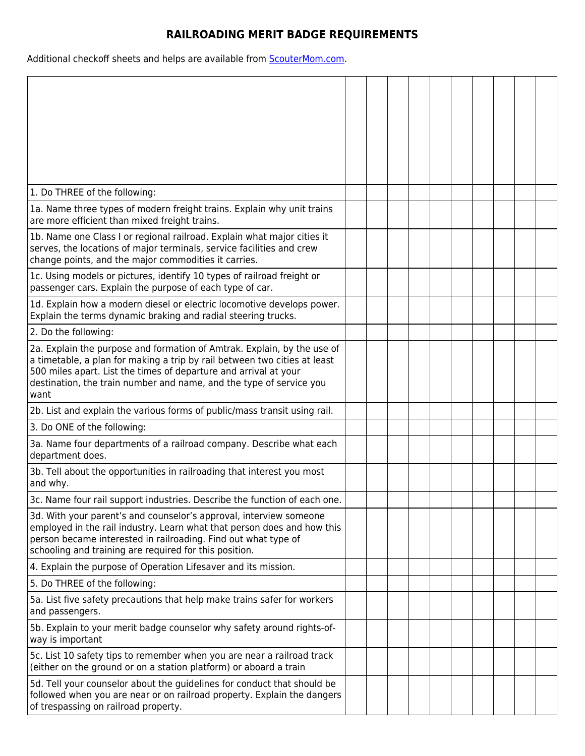# RAILROADING MERIT BADGE REQUIREMENTS

Additional checkoff sheets and helps are available from [ScouterMom.com](ScouterMom.com).

| | | | | | | | | | | |
|---|---|---|---|---|---|---|---|---|---|---|
| 1. Do THREE of the following: | | | | | | | | | | |
| 1a. Name three types of modern freight trains. Explain why unit trains are more efficient than mixed freight trains. | | | | | | | | | | |
| 1b. Name one Class I or regional railroad. Explain what major cities it serves, the locations of major terminals, service facilities and crew change points, and the major commodities it carries. | | | | | | | | | | |
| 1c. Using models or pictures, identify 10 types of railroad freight or passenger cars. Explain the purpose of each type of car. | | | | | | | | | | |
| 1d. Explain how a modern diesel or electric locomotive develops power. Explain the terms dynamic braking and radial steering trucks. | | | | | | | | | | |
| 2. Do the following: | | | | | | | | | | |
| 2a. Explain the purpose and formation of Amtrak. Explain, by the use of a timetable, a plan for making a trip by rail between two cities at least 500 miles apart. List the times of departure and arrival at your destination, the train number and name, and the type of service you want | | | | | | | | | | |
| 2b. List and explain the various forms of public/mass transit using rail. | | | | | | | | | | |
| 3. Do ONE of the following: | | | | | | | | | | |
| 3a. Name four departments of a railroad company. Describe what each department does. | | | | | | | | | | |
| 3b. Tell about the opportunities in railroading that interest you most and why. | | | | | | | | | | |
| 3c. Name four rail support industries. Describe the function of each one. | | | | | | | | | | |
| 3d. With your parent's and counselor's approval, interview someone employed in the rail industry. Learn what that person does and how this person became interested in railroading. Find out what type of schooling and training are required for this position. | | | | | | | | | | |
| 4. Explain the purpose of Operation Lifesaver and its mission. | | | | | | | | | | |
| 5. Do THREE of the following: | | | | | | | | | | |
| 5a. List five safety precautions that help make trains safer for workers and passengers. | | | | | | | | | | |
| 5b. Explain to your merit badge counselor why safety around rights-of-way is important | | | | | | | | | | |
| 5c. List 10 safety tips to remember when you are near a railroad track (either on the ground or on a station platform) or aboard a train | | | | | | | | | | |
| 5d. Tell your counselor about the guidelines for conduct that should be followed when you are near or on railroad property. Explain the dangers of trespassing on railroad property. | | | | | | | | | | |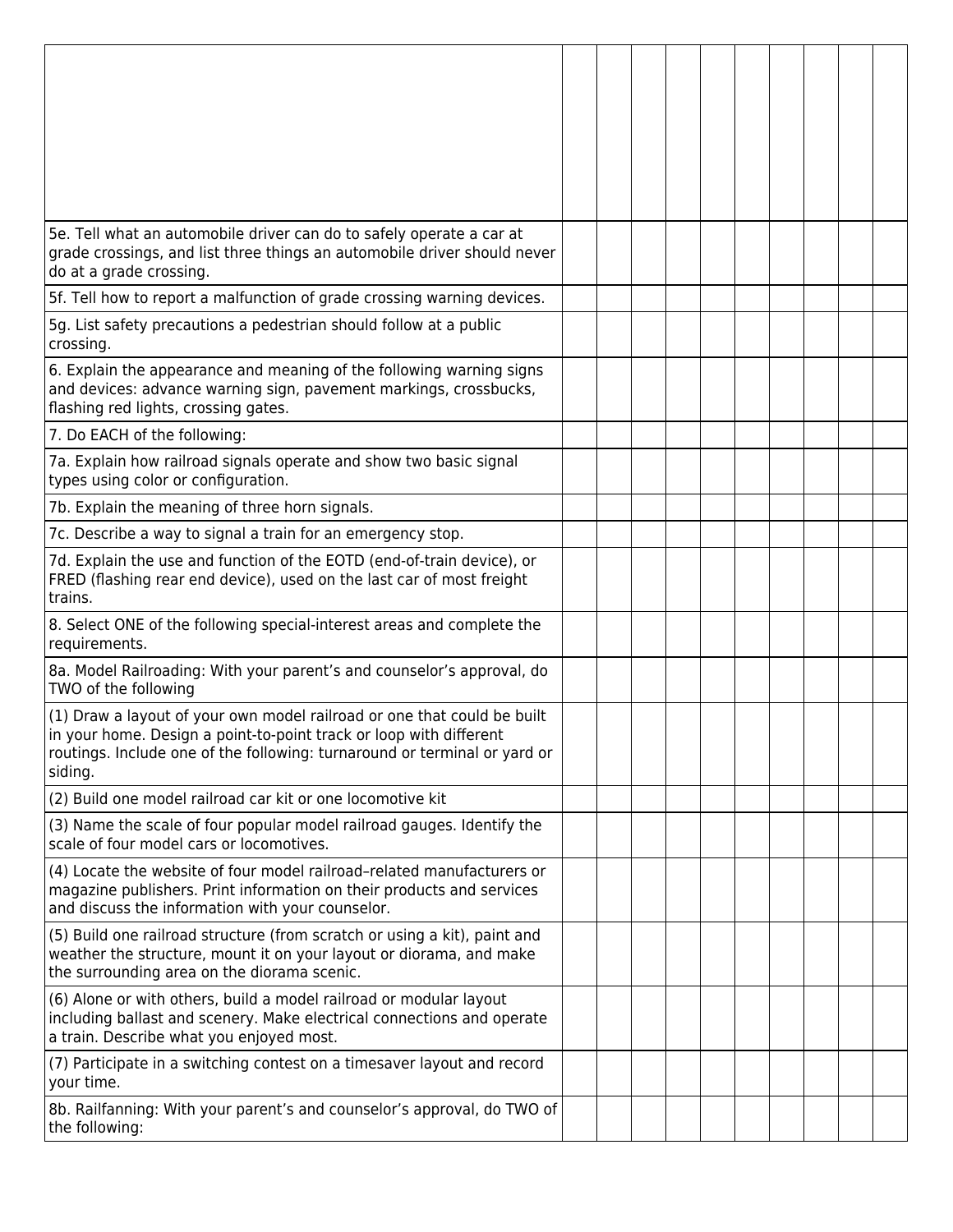| | | | | | | | | | | |
|---|---|---|---|---|---|---|---|---|---|---|
| | | | | | | | | | | |
| 5e. Tell what an automobile driver can do to safely operate a car at grade crossings, and list three things an automobile driver should never do at a grade crossing. | | | | | | | | | | |
| 5f. Tell how to report a malfunction of grade crossing warning devices. | | | | | | | | | | |
| 5g. List safety precautions a pedestrian should follow at a public crossing. | | | | | | | | | | |
| 6. Explain the appearance and meaning of the following warning signs and devices: advance warning sign, pavement markings, crossbucks, flashing red lights, crossing gates. | | | | | | | | | | |
| 7. Do EACH of the following: | | | | | | | | | | |
| 7a. Explain how railroad signals operate and show two basic signal types using color or configuration. | | | | | | | | | | |
| 7b. Explain the meaning of three horn signals. | | | | | | | | | | |
| 7c. Describe a way to signal a train for an emergency stop. | | | | | | | | | | |
| 7d. Explain the use and function of the EOTD (end-of-train device), or FRED (flashing rear end device), used on the last car of most freight trains. | | | | | | | | | | |
| 8. Select ONE of the following special-interest areas and complete the requirements. | | | | | | | | | | |
| 8a. Model Railroading: With your parent's and counselor's approval, do TWO of the following | | | | | | | | | | |
| (1) Draw a layout of your own model railroad or one that could be built in your home. Design a point-to-point track or loop with different routings. Include one of the following: turnaround or terminal or yard or siding. | | | | | | | | | | |
| (2) Build one model railroad car kit or one locomotive kit | | | | | | | | | | |
| (3) Name the scale of four popular model railroad gauges. Identify the scale of four model cars or locomotives. | | | | | | | | | | |
| (4) Locate the website of four model railroad–related manufacturers or magazine publishers. Print information on their products and services and discuss the information with your counselor. | | | | | | | | | | |
| (5) Build one railroad structure (from scratch or using a kit), paint and weather the structure, mount it on your layout or diorama, and make the surrounding area on the diorama scenic. | | | | | | | | | | |
| (6) Alone or with others, build a model railroad or modular layout including ballast and scenery. Make electrical connections and operate a train. Describe what you enjoyed most. | | | | | | | | | | |
| (7) Participate in a switching contest on a timesaver layout and record your time. | | | | | | | | | | |
| 8b. Railfanning: With your parent's and counselor's approval, do TWO of the following: | | | | | | | | | | |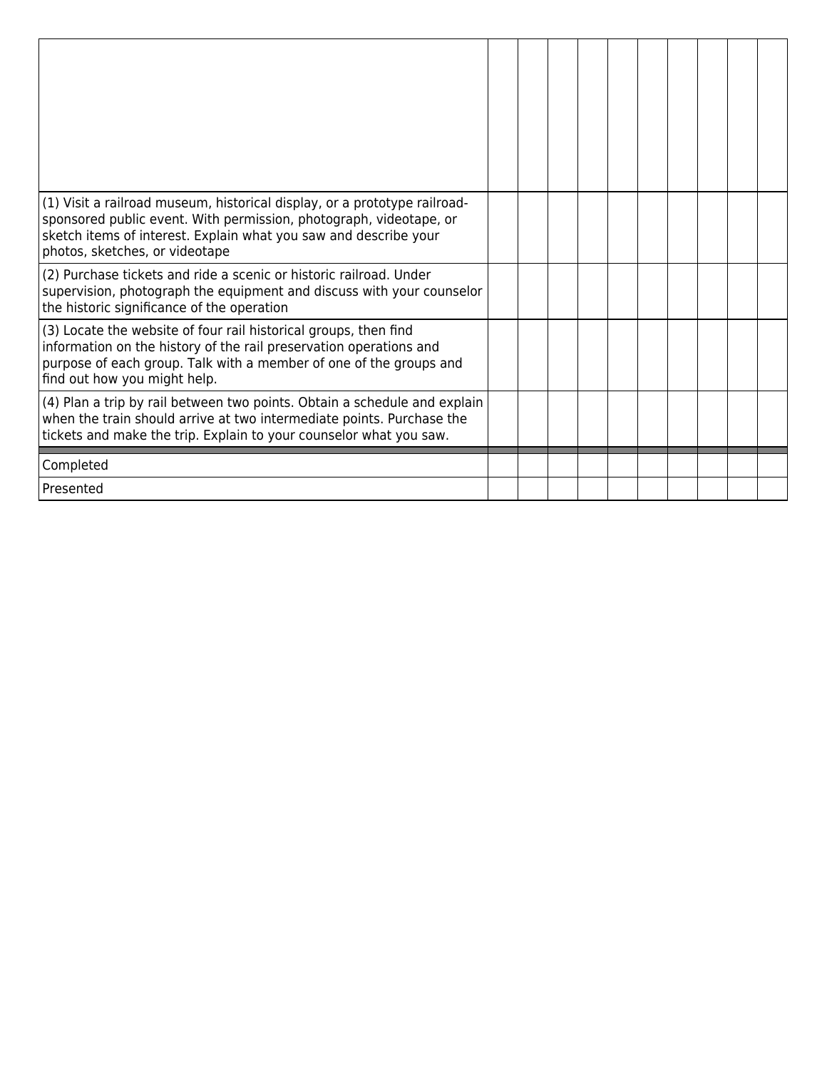| | | | | | | | | | | |
|---|---|---|---|---|---|---|---|---|---|---|
| (1) Visit a railroad museum, historical display, or a prototype railroad-sponsored public event. With permission, photograph, videotape, or sketch items of interest. Explain what you saw and describe your photos, sketches, or videotape | | | | | | | | | | |
| (2) Purchase tickets and ride a scenic or historic railroad. Under supervision, photograph the equipment and discuss with your counselor the historic significance of the operation | | | | | | | | | | |
| (3) Locate the website of four rail historical groups, then find information on the history of the rail preservation operations and purpose of each group. Talk with a member of one of the groups and find out how you might help. | | | | | | | | | | |
| (4) Plan a trip by rail between two points. Obtain a schedule and explain when the train should arrive at two intermediate points. Purchase the tickets and make the trip. Explain to your counselor what you saw. | | | | | | | | | | |
| Completed | | | | | | | | | | |
| Presented | | | | | | | | | | |